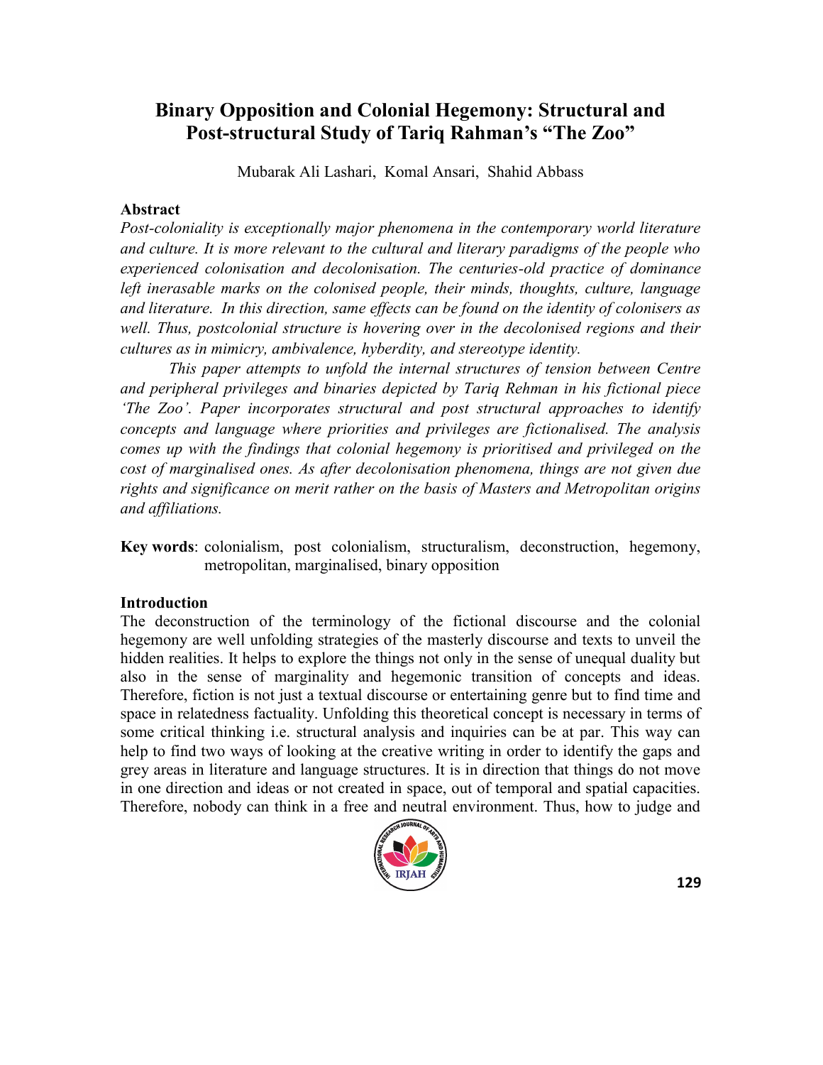# Binary Opposition and Colonial Hegemony: Structural and Post-structural Study of Tariq Rahman's "The Zoo"

Mubarak Ali Lashari, Komal Ansari, Shahid Abbass

## Abstract

*Post-coloniality is exceptionally major phenomena in the contemporary world literature and culture. It is more relevant to the cultural and literary paradigms of the people who experienced colonisation and decolonisation. The centuries-old practice of dominance left inerasable marks on the colonised people, their minds, thoughts, culture, language and literature. In this direction, same effects can be found on the identity of colonisers as well. Thus, postcolonial structure is hovering over in the decolonised regions and their cultures as in mimicry, ambivalence, hyberdity, and stereotype identity.*

*This paper attempts to unfold the internal structures of tension between Centre and peripheral privileges and binaries depicted by Tariq Rehman in his fictional piece 'The Zoo'. Paper incorporates structural and post structural approaches to identify concepts and language where priorities and privileges are fictionalised. The analysis comes up with the findings that colonial hegemony is prioritised and privileged on the cost of marginalised ones. As after decolonisation phenomena, things are not given due rights and significance on merit rather on the basis of Masters and Metropolitan origins and affiliations.*

**Key words**: colonialism, post colonialism, structuralism, deconstruction, hegemony, metropolitan, marginalised, binary opposition

## Introduction

The deconstruction of the terminology of the fictional discourse and the colonial hegemony are well unfolding strategies of the masterly discourse and texts to unveil the hidden realities. It helps to explore the things not only in the sense of unequal duality but also in the sense of marginality and hegemonic transition of concepts and ideas. Therefore, fiction is not just a textual discourse or entertaining genre but to find time and space in relatedness factuality. Unfolding this theoretical concept is necessary in terms of some critical thinking i.e. structural analysis and inquiries can be at par. This way can help to find two ways of looking at the creative writing in order to identify the gaps and grey areas in literature and language structures. It is in direction that things do not move in one direction and ideas or not created in space, out of temporal and spatial capacities. Therefore, nobody can think in a free and neutral environment. Thus, how to judge and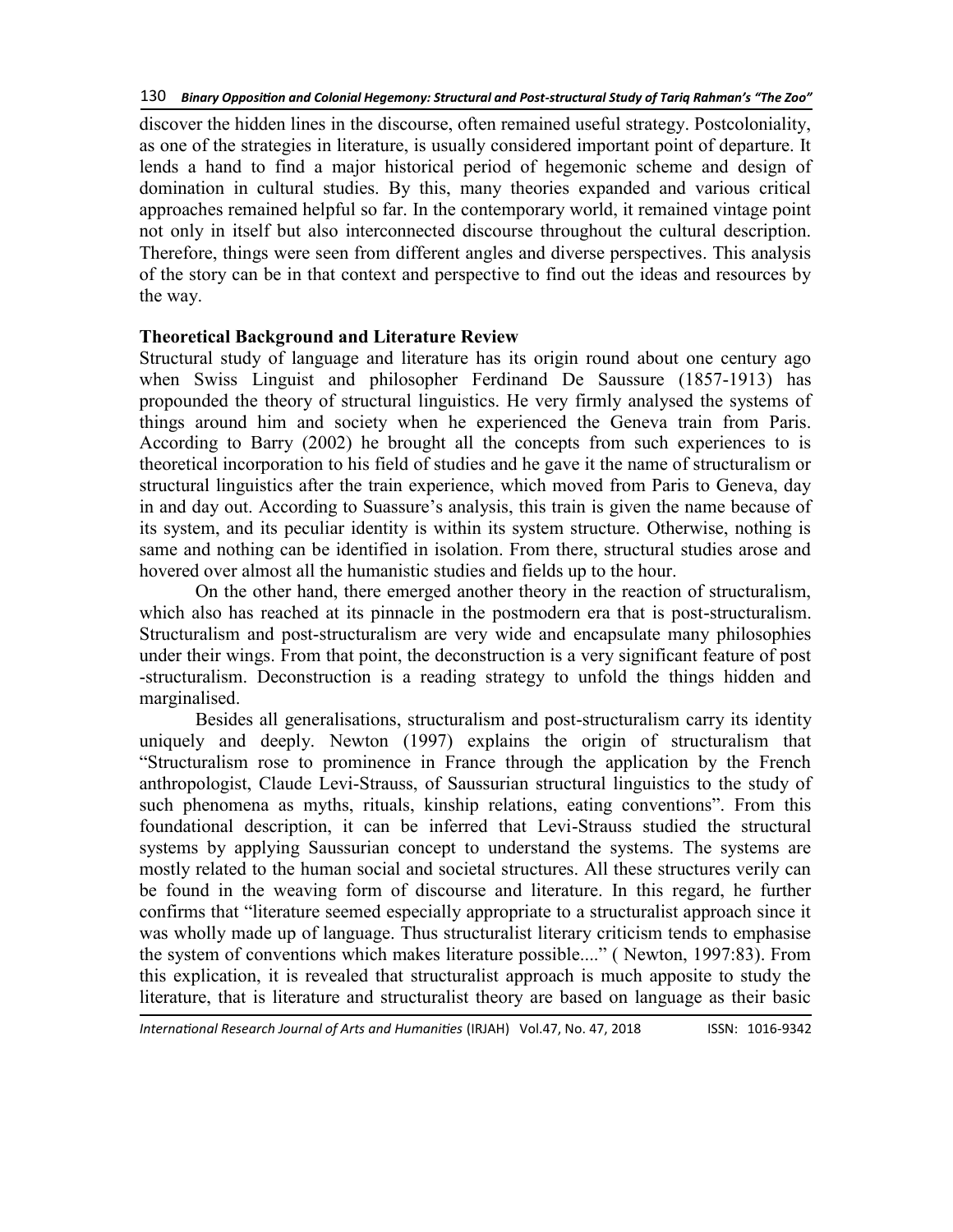discover the hidden lines in the discourse, often remained useful strategy. Postcoloniality, as one of the strategies in literature, is usually considered important point of departure. It lends a hand to find a major historical period of hegemonic scheme and design of domination in cultural studies. By this, many theories expanded and various critical approaches remained helpful so far. In the contemporary world, it remained vintage point not only in itself but also interconnected discourse throughout the cultural description. Therefore, things were seen from different angles and diverse perspectives. This analysis of the story can be in that context and perspective to find out the ideas and resources by the way.

## Theoretical Background and Literature Review

Structural study of language and literature has its origin round about one century ago when Swiss Linguist and philosopher Ferdinand De Saussure (1857-1913) has propounded the theory of structural linguistics. He very firmly analysed the systems of things around him and society when he experienced the Geneva train from Paris. According to Barry (2002) he brought all the concepts from such experiences to is theoretical incorporation to his field of studies and he gave it the name of structuralism or structural linguistics after the train experience, which moved from Paris to Geneva, day in and day out. According to Suassure's analysis, this train is given the name because of its system, and its peculiar identity is within its system structure. Otherwise, nothing is same and nothing can be identified in isolation. From there, structural studies arose and hovered over almost all the humanistic studies and fields up to the hour.

On the other hand, there emerged another theory in the reaction of structuralism, which also has reached at its pinnacle in the postmodern era that is post-structuralism. Structuralism and post-structuralism are very wide and encapsulate many philosophies under their wings. From that point, the deconstruction is a very significant feature of post -structuralism. Deconstruction is a reading strategy to unfold the things hidden and marginalised.

Besides all generalisations, structuralism and post-structuralism carry its identity uniquely and deeply. Newton (1997) explains the origin of structuralism that "Structuralism rose to prominence in France through the application by the French anthropologist, Claude Levi-Strauss, of Saussurian structural linguistics to the study of such phenomena as myths, rituals, kinship relations, eating conventions". From this foundational description, it can be inferred that Levi-Strauss studied the structural systems by applying Saussurian concept to understand the systems. The systems are mostly related to the human social and societal structures. All these structures verily can be found in the weaving form of discourse and literature. In this regard, he further confirms that "literature seemed especially appropriate to a structuralist approach since it was wholly made up of language. Thus structuralist literary criticism tends to emphasise the system of conventions which makes literature possible...." ( Newton, 1997:83). From this explication, it is revealed that structuralist approach is much apposite to study the literature, that is literature and structuralist theory are based on language as their basic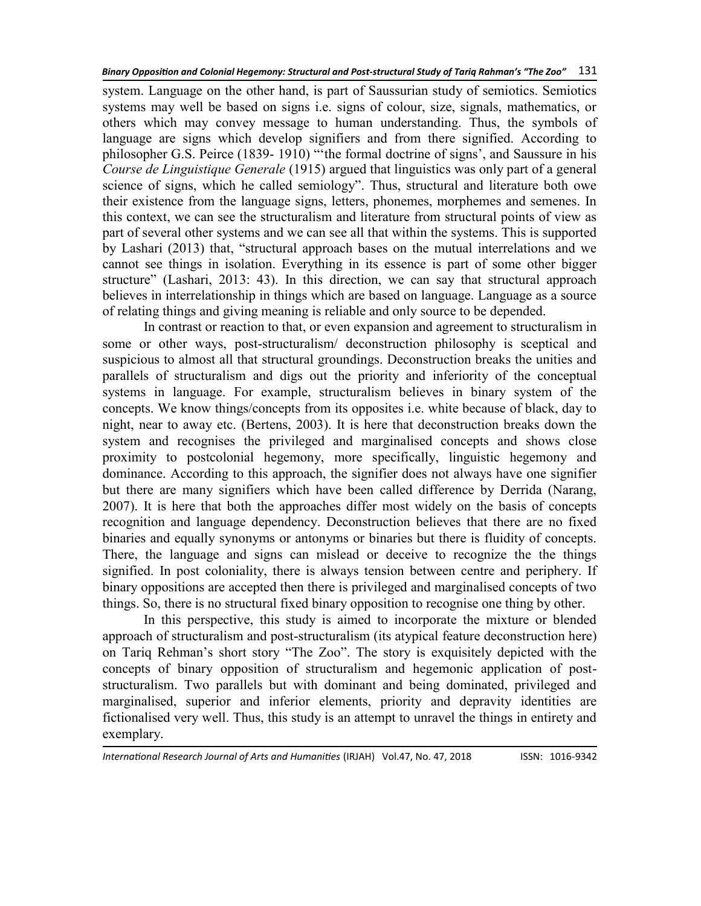system. Language on the other hand, is part of Saussurian study of semiotics. Semiotics systems may well be based on signs i.e. signs of colour, size, signals, mathematics, or others which may convey message to human understanding. Thus, the symbols of language are signs which develop signifiers and from there signified. According to philosopher G.S. Peirce (1839- 1910) "'the formal doctrine of signs', and Saussure in his *Course de Linguistique Generale* (1915) argued that linguistics was only part of a general science of signs, which he called semiology". Thus, structural and literature both owe their existence from the language signs, letters, phonemes, morphemes and semenes. In this context, we can see the structuralism and literature from structural points of view as part of several other systems and we can see all that within the systems. This is supported by Lashari (2013) that, "structural approach bases on the mutual interrelations and we cannot see things in isolation. Everything in its essence is part of some other bigger structure" (Lashari, 2013: 43). In this direction, we can say that structural approach believes in interrelationship in things which are based on language. Language as a source of relating things and giving meaning is reliable and only source to be depended.

In contrast or reaction to that, or even expansion and agreement to structuralism in some or other ways, post-structuralism/ deconstruction philosophy is sceptical and suspicious to almost all that structural groundings. Deconstruction breaks the unities and parallels of structuralism and digs out the priority and inferiority of the conceptual systems in language. For example, structuralism believes in binary system of the concepts. We know things/concepts from its opposites i.e. white because of black, day to night, near to away etc. (Bertens, 2003). It is here that deconstruction breaks down the system and recognises the privileged and marginalised concepts and shows close proximity to postcolonial hegemony, more specifically, linguistic hegemony and dominance. According to this approach, the signifier does not always have one signifier but there are many signifiers which have been called difference by Derrida (Narang, 2007). It is here that both the approaches differ most widely on the basis of concepts recognition and language dependency. Deconstruction believes that there are no fixed binaries and equally synonyms or antonyms or binaries but there is fluidity of concepts. There, the language and signs can mislead or deceive to recognize the the things signified. In post coloniality, there is always tension between centre and periphery. If binary oppositions are accepted then there is privileged and marginalised concepts of two things. So, there is no structural fixed binary opposition to recognise one thing by other.

In this perspective, this study is aimed to incorporate the mixture or blended approach of structuralism and post-structuralism (its atypical feature deconstruction here) on Tariq Rehman's short story "The Zoo". The story is exquisitely depicted with the concepts of binary opposition of structuralism and hegemonic application of post-structuralism. Two parallels but with dominant and being dominated, privileged and marginalised, superior and inferior elements, priority and depravity identities are fictionalised very well. Thus, this study is an attempt to unravel the things in entirety and exemplary.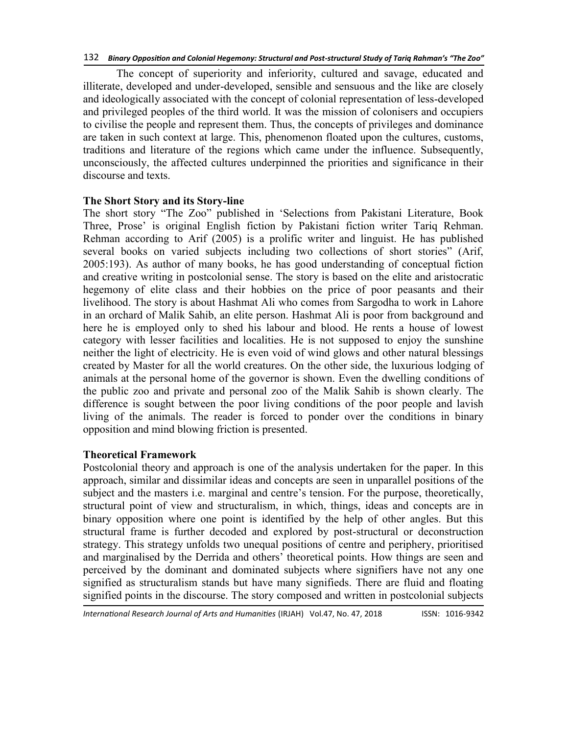The concept of superiority and inferiority, cultured and savage, educated and illiterate, developed and under-developed, sensible and sensuous and the like are closely and ideologically associated with the concept of colonial representation of less-developed and privileged peoples of the third world. It was the mission of colonisers and occupiers to civilise the people and represent them. Thus, the concepts of privileges and dominance are taken in such context at large. This, phenomenon floated upon the cultures, customs, traditions and literature of the regions which came under the influence. Subsequently, unconsciously, the affected cultures underpinned the priorities and significance in their discourse and texts.

## The Short Story and its Story-line

The short story "The Zoo" published in 'Selections from Pakistani Literature, Book Three, Prose' is original English fiction by Pakistani fiction writer Tariq Rehman. Rehman according to Arif (2005) is a prolific writer and linguist. He has published several books on varied subjects including two collections of short stories" (Arif, 2005:193). As author of many books, he has good understanding of conceptual fiction and creative writing in postcolonial sense. The story is based on the elite and aristocratic hegemony of elite class and their hobbies on the price of poor peasants and their livelihood. The story is about Hashmat Ali who comes from Sargodha to work in Lahore in an orchard of Malik Sahib, an elite person. Hashmat Ali is poor from background and here he is employed only to shed his labour and blood. He rents a house of lowest category with lesser facilities and localities. He is not supposed to enjoy the sunshine neither the light of electricity. He is even void of wind glows and other natural blessings created by Master for all the world creatures. On the other side, the luxurious lodging of animals at the personal home of the governor is shown. Even the dwelling conditions of the public zoo and private and personal zoo of the Malik Sahib is shown clearly. The difference is sought between the poor living conditions of the poor people and lavish living of the animals. The reader is forced to ponder over the conditions in binary opposition and mind blowing friction is presented.

## Theoretical Framework

Postcolonial theory and approach is one of the analysis undertaken for the paper. In this approach, similar and dissimilar ideas and concepts are seen in unparallel positions of the subject and the masters i.e. marginal and centre's tension. For the purpose, theoretically, structural point of view and structuralism, in which, things, ideas and concepts are in binary opposition where one point is identified by the help of other angles. But this structural frame is further decoded and explored by post-structural or deconstruction strategy. This strategy unfolds two unequal positions of centre and periphery, prioritised and marginalised by the Derrida and others' theoretical points. How things are seen and perceived by the dominant and dominated subjects where signifiers have not any one signified as structuralism stands but have many signifieds. There are fluid and floating signified points in the discourse. The story composed and written in postcolonial subjects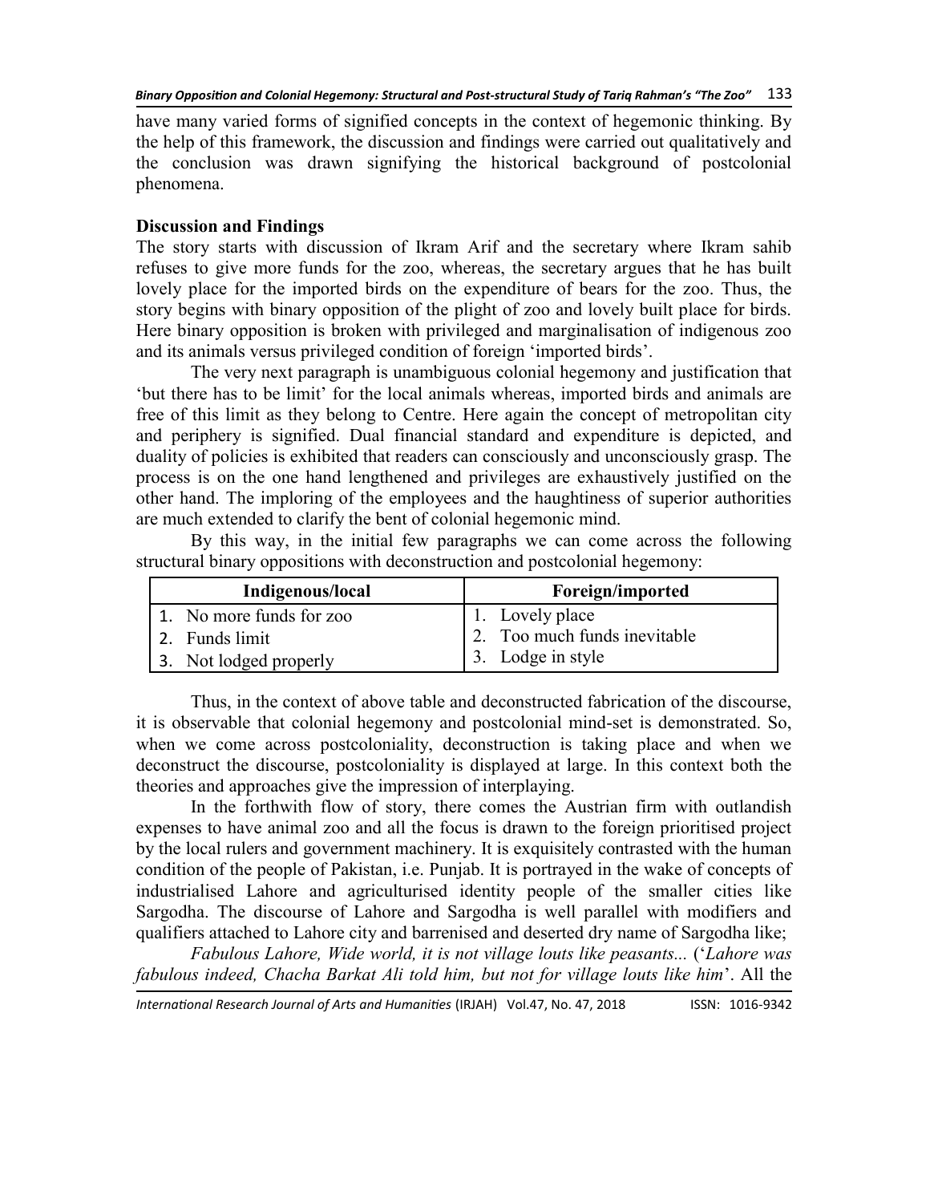have many varied forms of signified concepts in the context of hegemonic thinking. By the help of this framework, the discussion and findings were carried out qualitatively and the conclusion was drawn signifying the historical background of postcolonial phenomena.

**Discussion and Findings**

The story starts with discussion of Ikram Arif and the secretary where Ikram sahib refuses to give more funds for the zoo, whereas, the secretary argues that he has built lovely place for the imported birds on the expenditure of bears for the zoo. Thus, the story begins with binary opposition of the plight of zoo and lovely built place for birds. Here binary opposition is broken with privileged and marginalisation of indigenous zoo and its animals versus privileged condition of foreign 'imported birds'.

The very next paragraph is unambiguous colonial hegemony and justification that 'but there has to be limit' for the local animals whereas, imported birds and animals are free of this limit as they belong to Centre. Here again the concept of metropolitan city and periphery is signified. Dual financial standard and expenditure is depicted, and duality of policies is exhibited that readers can consciously and unconsciously grasp. The process is on the one hand lengthened and privileges are exhaustively justified on the other hand. The imploring of the employees and the haughtiness of superior authorities are much extended to clarify the bent of colonial hegemonic mind.

By this way, in the initial few paragraphs we can come across the following structural binary oppositions with deconstruction and postcolonial hegemony:

| Indigenous/local | Foreign/imported |
|---|---|
| 1. No more funds for zoo<br>2. Funds limit<br>3. Not lodged properly | 1. Lovely place<br>2. Too much funds inevitable<br>3. Lodge in style |

Thus, in the context of above table and deconstructed fabrication of the discourse, it is observable that colonial hegemony and postcolonial mind-set is demonstrated. So, when we come across postcoloniality, deconstruction is taking place and when we deconstruct the discourse, postcoloniality is displayed at large. In this context both the theories and approaches give the impression of interplaying.

In the forthwith flow of story, there comes the Austrian firm with outlandish expenses to have animal zoo and all the focus is drawn to the foreign prioritised project by the local rulers and government machinery. It is exquisitely contrasted with the human condition of the people of Pakistan, i.e. Punjab. It is portrayed in the wake of concepts of industrialised Lahore and agriculturised identity people of the smaller cities like Sargodha. The discourse of Lahore and Sargodha is well parallel with modifiers and qualifiers attached to Lahore city and barrenised and deserted dry name of Sargodha like;

*Fabulous Lahore, Wide world, it is not village louts like peasants...* ('*Lahore was fabulous indeed, Chacha Barkat Ali told him, but not for village louts like him*'. All the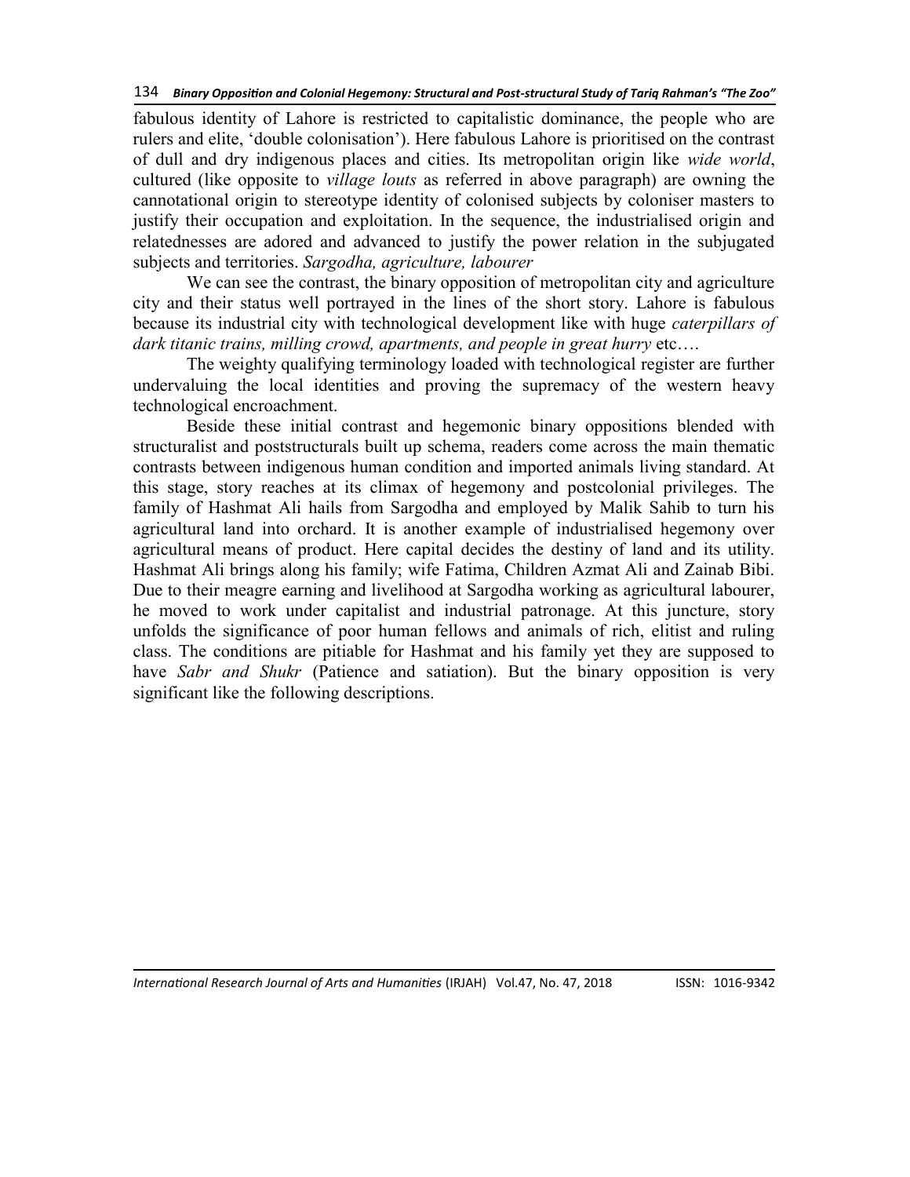fabulous identity of Lahore is restricted to capitalistic dominance, the people who are rulers and elite, 'double colonisation'). Here fabulous Lahore is prioritised on the contrast of dull and dry indigenous places and cities. Its metropolitan origin like *wide world*, cultured (like opposite to *village louts* as referred in above paragraph) are owning the cannotational origin to stereotype identity of colonised subjects by coloniser masters to justify their occupation and exploitation. In the sequence, the industrialised origin and relatednesses are adored and advanced to justify the power relation in the subjugated subjects and territories. *Sargodha, agriculture, labourer*

We can see the contrast, the binary opposition of metropolitan city and agriculture city and their status well portrayed in the lines of the short story. Lahore is fabulous because its industrial city with technological development like with huge *caterpillars of dark titanic trains, milling crowd, apartments, and people in great hurry* etc….

The weighty qualifying terminology loaded with technological register are further undervaluing the local identities and proving the supremacy of the western heavy technological encroachment.

Beside these initial contrast and hegemonic binary oppositions blended with structuralist and poststructurals built up schema, readers come across the main thematic contrasts between indigenous human condition and imported animals living standard. At this stage, story reaches at its climax of hegemony and postcolonial privileges. The family of Hashmat Ali hails from Sargodha and employed by Malik Sahib to turn his agricultural land into orchard. It is another example of industrialised hegemony over agricultural means of product. Here capital decides the destiny of land and its utility. Hashmat Ali brings along his family; wife Fatima, Children Azmat Ali and Zainab Bibi. Due to their meagre earning and livelihood at Sargodha working as agricultural labourer, he moved to work under capitalist and industrial patronage. At this juncture, story unfolds the significance of poor human fellows and animals of rich, elitist and ruling class. The conditions are pitiable for Hashmat and his family yet they are supposed to have *Sabr and Shukr* (Patience and satiation). But the binary opposition is very significant like the following descriptions.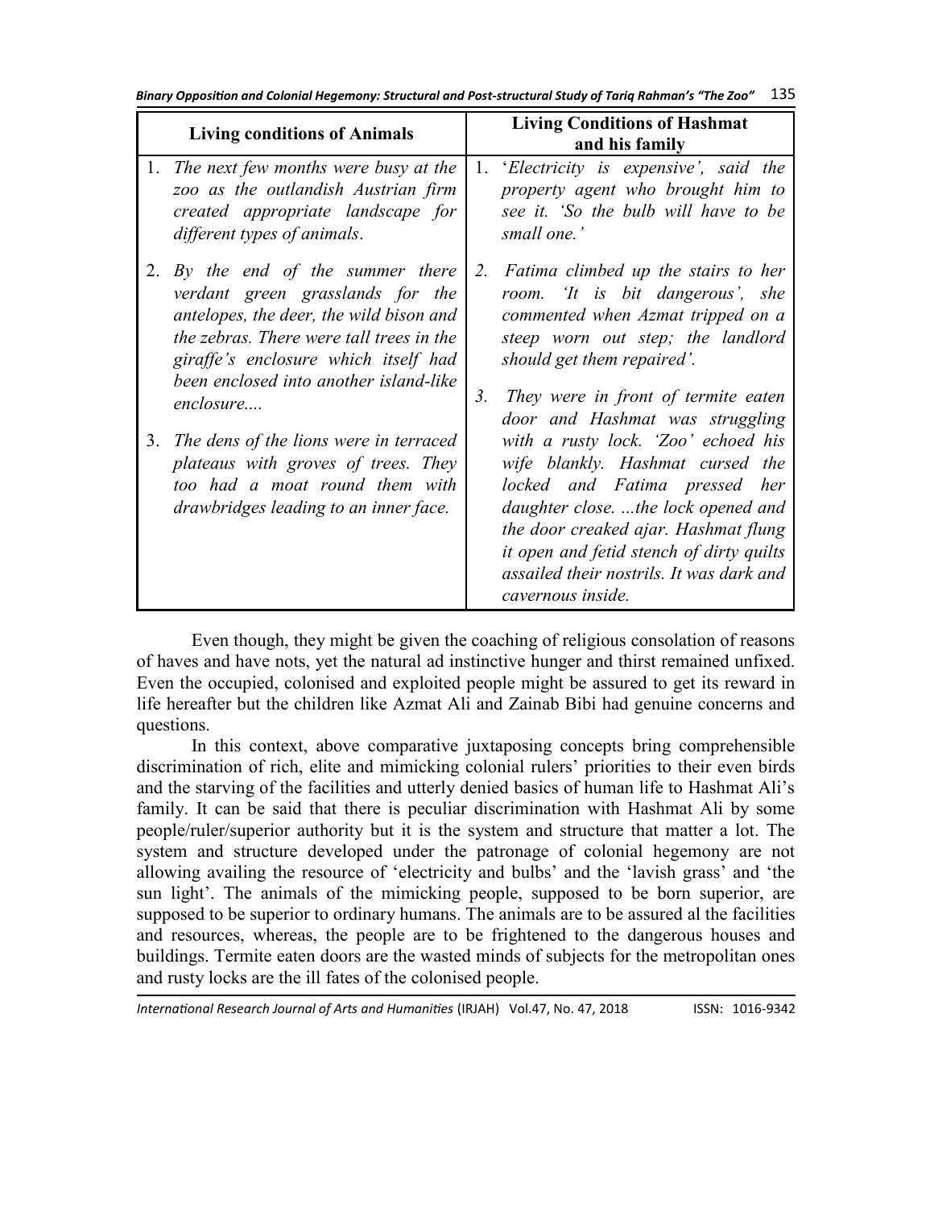| Living conditions of Animals | Living Conditions of Hashmat and his family |
|---|---|
| 1. *The next few months were busy at the zoo as the outlandish Austrian firm created appropriate landscape for different types of animals*. | 1. '*Electricity is expensive', said the property agent who brought him to see it. 'So the bulb will have to be small one.'* |
| 2. *By the end of the summer there verdant green grasslands for the antelopes, the deer, the wild bison and the zebras. There were tall trees in the giraffe's enclosure which itself had been enclosed into another island-like enclosure....* | *2. Fatima climbed up the stairs to her room. 'It is bit dangerous', she commented when Azmat tripped on a steep worn out step; the landlord should get them repaired'.* |
| 3. *The dens of the lions were in terraced plateaus with groves of trees. They too had a moat round them with drawbridges leading to an inner face.* | *3. They were in front of termite eaten door and Hashmat was struggling with a rusty lock. 'Zoo' echoed his wife blankly. Hashmat cursed the locked and Fatima pressed her daughter close. ...the lock opened and the door creaked ajar. Hashmat flung it open and fetid stench of dirty quilts assailed their nostrils. It was dark and cavernous inside.* |

Even though, they might be given the coaching of religious consolation of reasons of haves and have nots, yet the natural ad instinctive hunger and thirst remained unfixed. Even the occupied, colonised and exploited people might be assured to get its reward in life hereafter but the children like Azmat Ali and Zainab Bibi had genuine concerns and questions.

In this context, above comparative juxtaposing concepts bring comprehensible discrimination of rich, elite and mimicking colonial rulers' priorities to their even birds and the starving of the facilities and utterly denied basics of human life to Hashmat Ali's family. It can be said that there is peculiar discrimination with Hashmat Ali by some people/ruler/superior authority but it is the system and structure that matter a lot. The system and structure developed under the patronage of colonial hegemony are not allowing availing the resource of 'electricity and bulbs' and the 'lavish grass' and 'the sun light'. The animals of the mimicking people, supposed to be born superior, are supposed to be superior to ordinary humans. The animals are to be assured al the facilities and resources, whereas, the people are to be frightened to the dangerous houses and buildings. Termite eaten doors are the wasted minds of subjects for the metropolitan ones and rusty locks are the ill fates of the colonised people.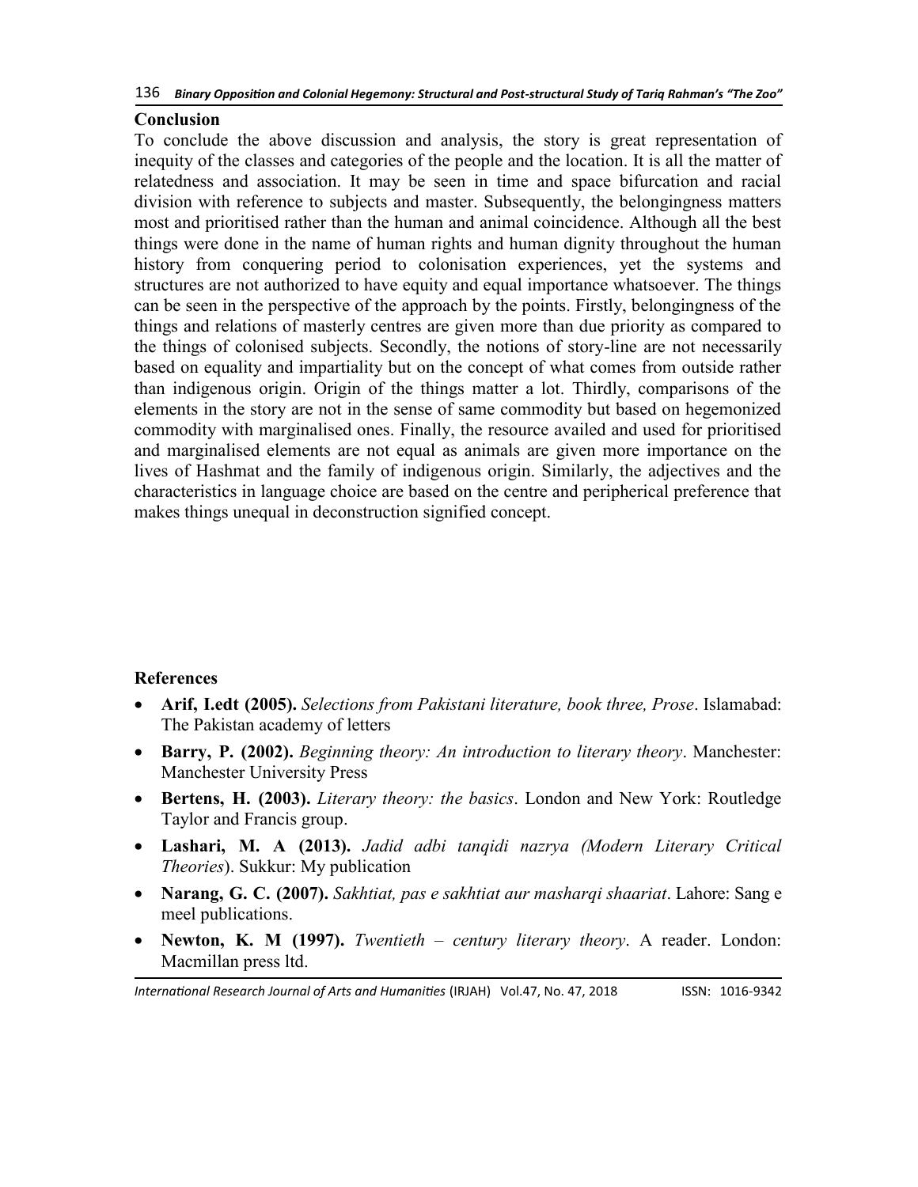## Conclusion

To conclude the above discussion and analysis, the story is great representation of inequity of the classes and categories of the people and the location. It is all the matter of relatedness and association. It may be seen in time and space bifurcation and racial division with reference to subjects and master. Subsequently, the belongingness matters most and prioritised rather than the human and animal coincidence. Although all the best things were done in the name of human rights and human dignity throughout the human history from conquering period to colonisation experiences, yet the systems and structures are not authorized to have equity and equal importance whatsoever. The things can be seen in the perspective of the approach by the points. Firstly, belongingness of the things and relations of masterly centres are given more than due priority as compared to the things of colonised subjects. Secondly, the notions of story-line are not necessarily based on equality and impartiality but on the concept of what comes from outside rather than indigenous origin. Origin of the things matter a lot. Thirdly, comparisons of the elements in the story are not in the sense of same commodity but based on hegemonized commodity with marginalised ones. Finally, the resource availed and used for prioritised and marginalised elements are not equal as animals are given more importance on the lives of Hashmat and the family of indigenous origin. Similarly, the adjectives and the characteristics in language choice are based on the centre and peripherical preference that makes things unequal in deconstruction signified concept.

## References

- **Arif, I.edt (2005).** *Selections from Pakistani literature, book three, Prose*. Islamabad: The Pakistan academy of letters
- **Barry, P. (2002).** *Beginning theory: An introduction to literary theory*. Manchester: Manchester University Press
- **Bertens, H. (2003).** *Literary theory: the basics*. London and New York: Routledge Taylor and Francis group.
- **Lashari, M. A (2013).** *Jadid adbi tanqidi nazrya (Modern Literary Critical Theories*). Sukkur: My publication
- **Narang, G. C. (2007).** *Sakhtiat, pas e sakhtiat aur masharqi shaariat*. Lahore: Sang e meel publications.
- **Newton, K. M (1997).** *Twentieth – century literary theory*. A reader. London: Macmillan press ltd.